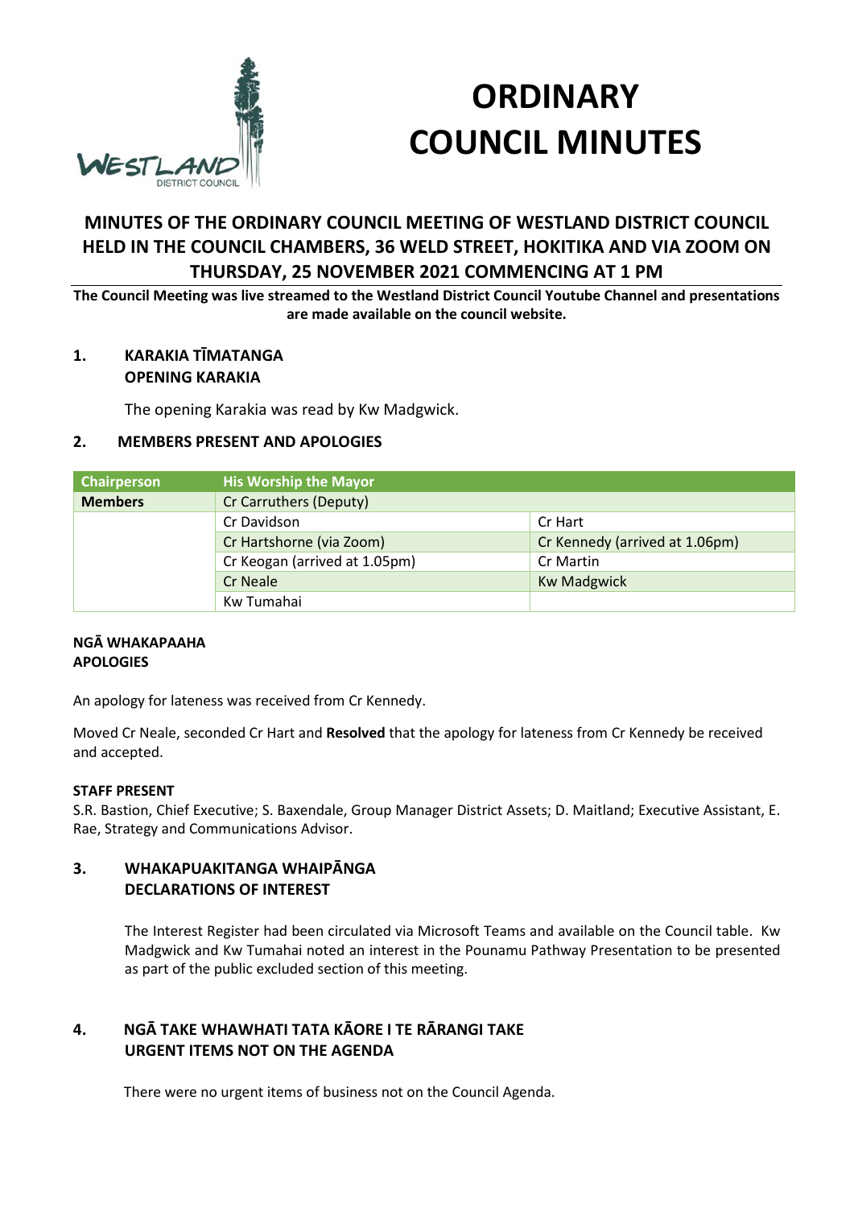# ORDINARY COUNCIL MINUTES

## MINUTES OF THE ORDINARY COUNCIL MEETING OF WESTLAND DISTRICT COUNCIL HELD IN THE COUNCIL CHAMBERS, 36 WELD STREET, HOKITIKA AND VIA ZOOM ON THURSDAY, 25 NOVEMBER 2021 COMMENCING AT 1 PM

**The Council Meeting was live streamed to the Westland District Council Youtube Channel and presentations are made available on the council website.**

### 1. KARAKIA TĪMATANGA OPENING KARAKIA

The opening Karakia was read by Kw Madgwick.

### 2. MEMBERS PRESENT AND APOLOGIES

| Chairperson | His Worship the Mayor | |
|---|---|---|
| **Members** | Cr Carruthers (Deputy) | |
| | Cr Davidson | Cr Hart |
| | Cr Hartshorne (via Zoom) | Cr Kennedy (arrived at 1.06pm) |
| | Cr Keogan (arrived at 1.05pm) | Cr Martin |
| | Cr Neale | Kw Madgwick |
| | Kw Tumahai | |

**NGĀ WHAKAPAAHA**
**APOLOGIES**

An apology for lateness was received from Cr Kennedy.

Moved Cr Neale, seconded Cr Hart and **Resolved** that the apology for lateness from Cr Kennedy be received and accepted.

**STAFF PRESENT**
S.R. Bastion, Chief Executive; S. Baxendale, Group Manager District Assets; D. Maitland; Executive Assistant, E. Rae, Strategy and Communications Advisor.

### 3. WHAKAPUAKITANGA WHAIPĀNGA DECLARATIONS OF INTEREST

The Interest Register had been circulated via Microsoft Teams and available on the Council table. Kw Madgwick and Kw Tumahai noted an interest in the Pounamu Pathway Presentation to be presented as part of the public excluded section of this meeting.

### 4. NGĀ TAKE WHAWHATI TATA KĀORE I TE RĀRANGI TAKE URGENT ITEMS NOT ON THE AGENDA

There were no urgent items of business not on the Council Agenda.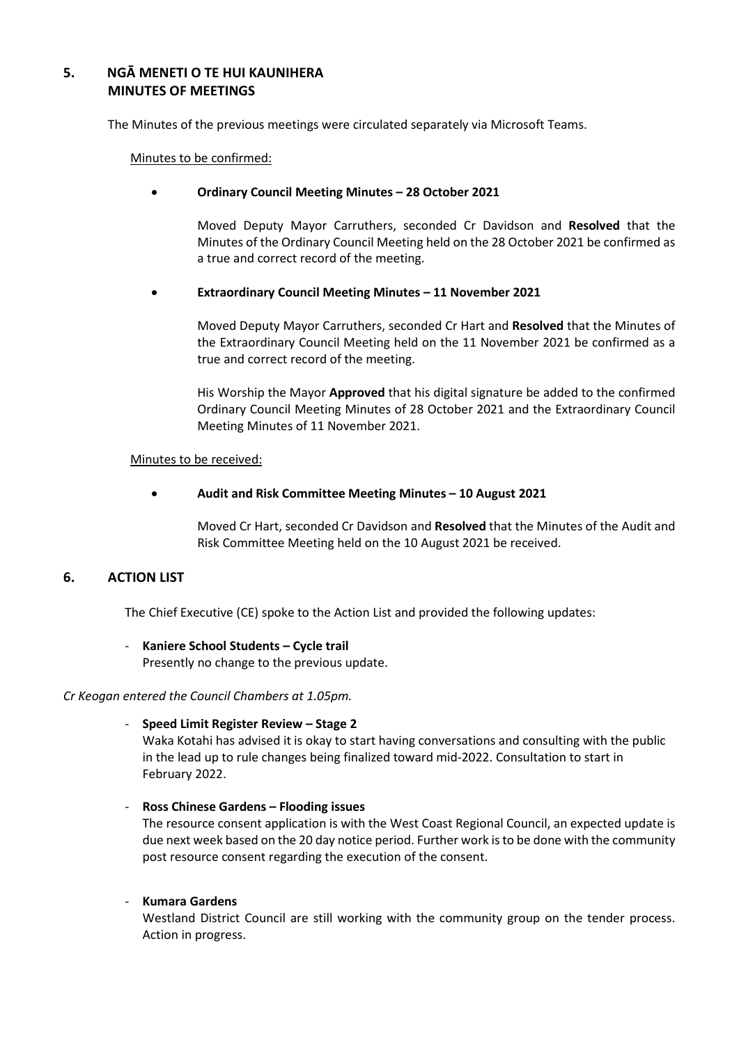## 5. NGĀ MENETI O TE HUI KAUNIHERA MINUTES OF MEETINGS

The Minutes of the previous meetings were circulated separately via Microsoft Teams.

Minutes to be confirmed:

- **Ordinary Council Meeting Minutes – 28 October 2021**

  Moved Deputy Mayor Carruthers, seconded Cr Davidson and **Resolved** that the Minutes of the Ordinary Council Meeting held on the 28 October 2021 be confirmed as a true and correct record of the meeting.

- **Extraordinary Council Meeting Minutes – 11 November 2021**

  Moved Deputy Mayor Carruthers, seconded Cr Hart and **Resolved** that the Minutes of the Extraordinary Council Meeting held on the 11 November 2021 be confirmed as a true and correct record of the meeting.

  His Worship the Mayor **Approved** that his digital signature be added to the confirmed Ordinary Council Meeting Minutes of 28 October 2021 and the Extraordinary Council Meeting Minutes of 11 November 2021.

Minutes to be received:

- **Audit and Risk Committee Meeting Minutes – 10 August 2021**

  Moved Cr Hart, seconded Cr Davidson and **Resolved** that the Minutes of the Audit and Risk Committee Meeting held on the 10 August 2021 be received.

## 6. ACTION LIST

The Chief Executive (CE) spoke to the Action List and provided the following updates:

- **Kaniere School Students – Cycle trail**
  Presently no change to the previous update.

*Cr Keogan entered the Council Chambers at 1.05pm.*

- **Speed Limit Register Review – Stage 2**
  Waka Kotahi has advised it is okay to start having conversations and consulting with the public in the lead up to rule changes being finalized toward mid-2022. Consultation to start in February 2022.

- **Ross Chinese Gardens – Flooding issues**
  The resource consent application is with the West Coast Regional Council, an expected update is due next week based on the 20 day notice period. Further work is to be done with the community post resource consent regarding the execution of the consent.

- **Kumara Gardens**
  Westland District Council are still working with the community group on the tender process. Action in progress.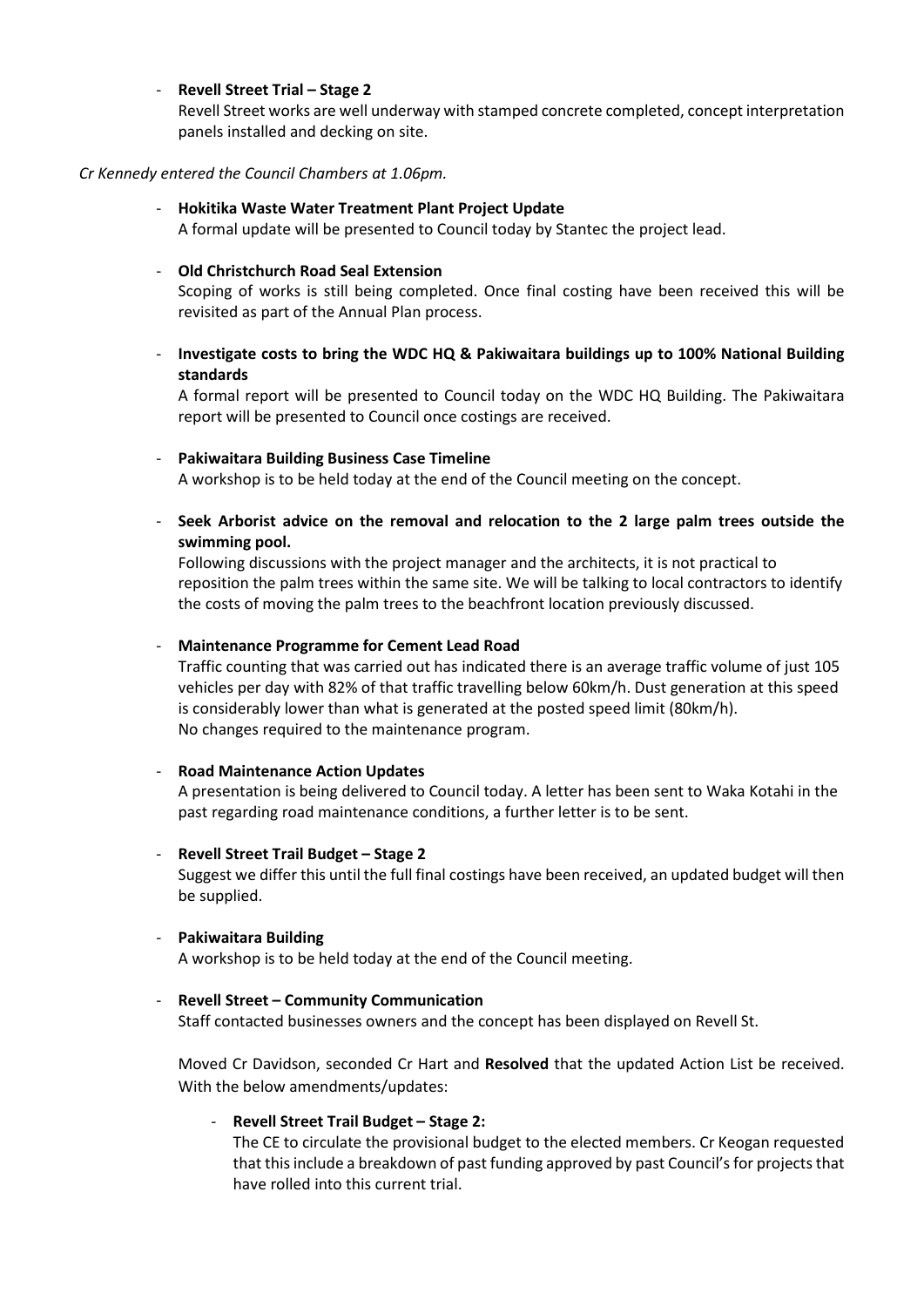- **Revell Street Trial – Stage 2**
  Revell Street works are well underway with stamped concrete completed, concept interpretation panels installed and decking on site.

*Cr Kennedy entered the Council Chambers at 1.06pm.*

- **Hokitika Waste Water Treatment Plant Project Update**
  A formal update will be presented to Council today by Stantec the project lead.

- **Old Christchurch Road Seal Extension**
  Scoping of works is still being completed. Once final costing have been received this will be revisited as part of the Annual Plan process.

- **Investigate costs to bring the WDC HQ & Pakiwaitara buildings up to 100% National Building standards**
  A formal report will be presented to Council today on the WDC HQ Building. The Pakiwaitara report will be presented to Council once costings are received.

- **Pakiwaitara Building Business Case Timeline**
  A workshop is to be held today at the end of the Council meeting on the concept.

- **Seek Arborist advice on the removal and relocation to the 2 large palm trees outside the swimming pool.**
  Following discussions with the project manager and the architects, it is not practical to reposition the palm trees within the same site. We will be talking to local contractors to identify the costs of moving the palm trees to the beachfront location previously discussed.

- **Maintenance Programme for Cement Lead Road**
  Traffic counting that was carried out has indicated there is an average traffic volume of just 105 vehicles per day with 82% of that traffic travelling below 60km/h. Dust generation at this speed is considerably lower than what is generated at the posted speed limit (80km/h).
  No changes required to the maintenance program.

- **Road Maintenance Action Updates**
  A presentation is being delivered to Council today. A letter has been sent to Waka Kotahi in the past regarding road maintenance conditions, a further letter is to be sent.

- **Revell Street Trail Budget – Stage 2**
  Suggest we differ this until the full final costings have been received, an updated budget will then be supplied.

- **Pakiwaitara Building**
  A workshop is to be held today at the end of the Council meeting.

- **Revell Street – Community Communication**
  Staff contacted businesses owners and the concept has been displayed on Revell St.

Moved Cr Davidson, seconded Cr Hart and **Resolved** that the updated Action List be received. With the below amendments/updates:

- **Revell Street Trail Budget – Stage 2:**
  The CE to circulate the provisional budget to the elected members. Cr Keogan requested that this include a breakdown of past funding approved by past Council's for projects that have rolled into this current trial.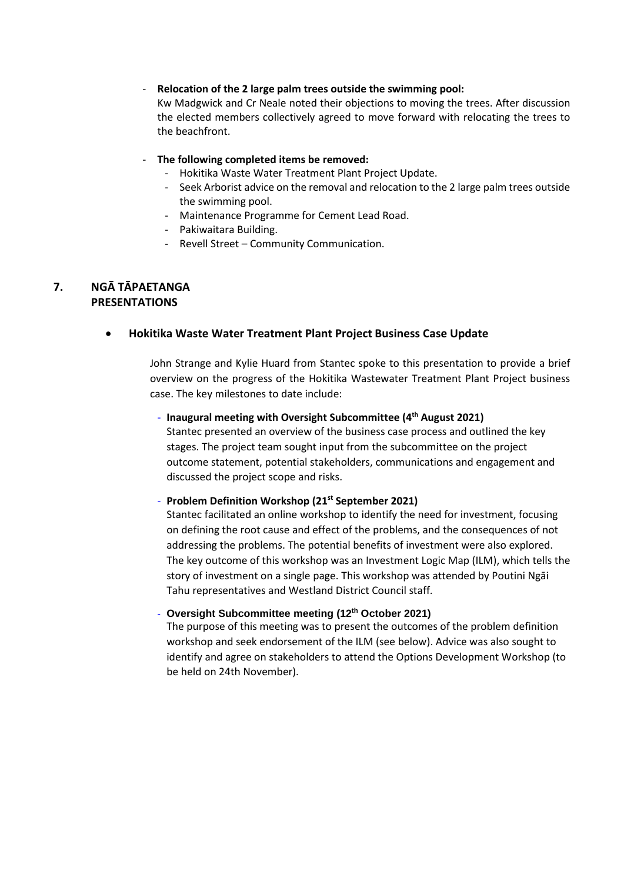- **Relocation of the 2 large palm trees outside the swimming pool:**
  Kw Madgwick and Cr Neale noted their objections to moving the trees. After discussion the elected members collectively agreed to move forward with relocating the trees to the beachfront.

- **The following completed items be removed:**
  - Hokitika Waste Water Treatment Plant Project Update.
  - Seek Arborist advice on the removal and relocation to the 2 large palm trees outside the swimming pool.
  - Maintenance Programme for Cement Lead Road.
  - Pakiwaitara Building.
  - Revell Street – Community Communication.

## 7. NGĀ TĀPAETANGA PRESENTATIONS

- **Hokitika Waste Water Treatment Plant Project Business Case Update**

  John Strange and Kylie Huard from Stantec spoke to this presentation to provide a brief overview on the progress of the Hokitika Wastewater Treatment Plant Project business case. The key milestones to date include:

  - **Inaugural meeting with Oversight Subcommittee (4th August 2021)**
    Stantec presented an overview of the business case process and outlined the key stages. The project team sought input from the subcommittee on the project outcome statement, potential stakeholders, communications and engagement and discussed the project scope and risks.

  - **Problem Definition Workshop (21st September 2021)**
    Stantec facilitated an online workshop to identify the need for investment, focusing on defining the root cause and effect of the problems, and the consequences of not addressing the problems. The potential benefits of investment were also explored. The key outcome of this workshop was an Investment Logic Map (ILM), which tells the story of investment on a single page. This workshop was attended by Poutini Ngāi Tahu representatives and Westland District Council staff.

  - **Oversight Subcommittee meeting (12th October 2021)**
    The purpose of this meeting was to present the outcomes of the problem definition workshop and seek endorsement of the ILM (see below). Advice was also sought to identify and agree on stakeholders to attend the Options Development Workshop (to be held on 24th November).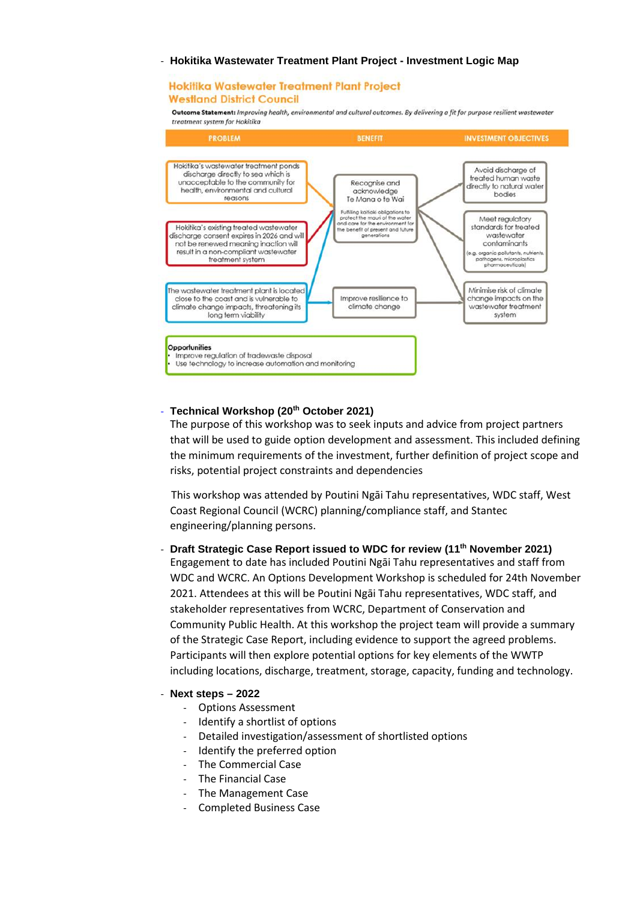- **Hokitika Wastewater Treatment Plant Project - Investment Logic Map**

**Hokitika Wastewater Treatment Plant Project**
**Westland District Council**

**Outcome Statement:** *Improving health, environmental and cultural outcomes. By delivering a fit for purpose resilient wastewater treatment system for Hokitika*

| PROBLEM | BENEFIT | INVESTMENT OBJECTIVES |
|---|---|---|
| Hokitika's wastewater treatment ponds discharge directly to sea which is unacceptable to the community for health, environmental and cultural reasons | Recognise and acknowledge Te Mana o te Wai<br>Fulfilling kaitiaki obligations to protect the mauri of the water and care for the environment for the benefit of present and future generations | Avoid discharge of treated human waste directly to natural water bodies |
| Hokitika's existing treated wastewater discharge consent expires in 2026 and will not be renewed meaning inaction will result in a non-compliant wastewater treatment system | | Meet regulatory standards for treated wastewater contaminants (e.g. organic pollutants, nutrients, pathogens, microplastics pharmaceuticals) |
| The wastewater treatment plant is located close to the coast and is vulnerable to climate change impacts, threatening its long term viability | Improve resilience to climate change | Minimise risk of climate change impacts on the wastewater treatment system |

**Opportunities**
- Improve regulation of tradewaste disposal
- Use technology to increase automation and monitoring

- **Technical Workshop (20th October 2021)**

  The purpose of this workshop was to seek inputs and advice from project partners that will be used to guide option development and assessment. This included defining the minimum requirements of the investment, further definition of project scope and risks, potential project constraints and dependencies

  This workshop was attended by Poutini Ngāi Tahu representatives, WDC staff, West Coast Regional Council (WCRC) planning/compliance staff, and Stantec engineering/planning persons.

- **Draft Strategic Case Report issued to WDC for review (11th November 2021)**

  Engagement to date has included Poutini Ngāi Tahu representatives and staff from WDC and WCRC. An Options Development Workshop is scheduled for 24th November 2021. Attendees at this will be Poutini Ngāi Tahu representatives, WDC staff, and stakeholder representatives from WCRC, Department of Conservation and Community Public Health. At this workshop the project team will provide a summary of the Strategic Case Report, including evidence to support the agreed problems. Participants will then explore potential options for key elements of the WWTP including locations, discharge, treatment, storage, capacity, funding and technology.

- **Next steps – 2022**
  - Options Assessment
  - Identify a shortlist of options
  - Detailed investigation/assessment of shortlisted options
  - Identify the preferred option
  - The Commercial Case
  - The Financial Case
  - The Management Case
  - Completed Business Case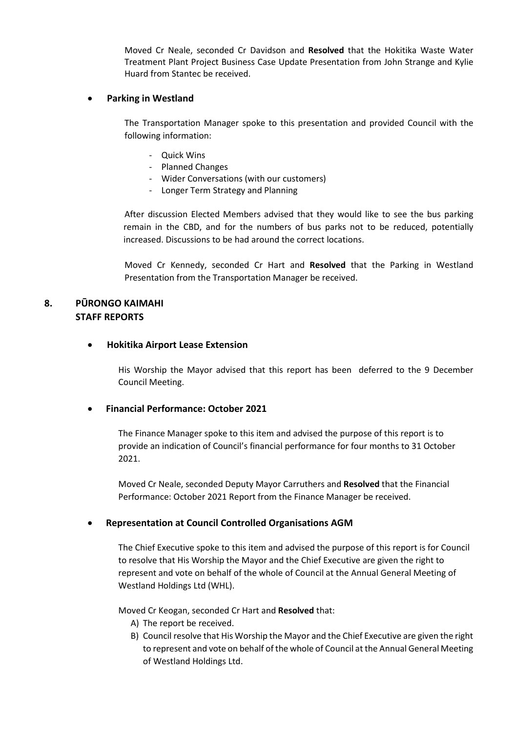Moved Cr Neale, seconded Cr Davidson and **Resolved** that the Hokitika Waste Water Treatment Plant Project Business Case Update Presentation from John Strange and Kylie Huard from Stantec be received.

- **Parking in Westland**

The Transportation Manager spoke to this presentation and provided Council with the following information:

- Quick Wins
- Planned Changes
- Wider Conversations (with our customers)
- Longer Term Strategy and Planning

After discussion Elected Members advised that they would like to see the bus parking remain in the CBD, and for the numbers of bus parks not to be reduced, potentially increased. Discussions to be had around the correct locations.

Moved Cr Kennedy, seconded Cr Hart and **Resolved** that the Parking in Westland Presentation from the Transportation Manager be received.

## 8. PŪRONGO KAIMAHI STAFF REPORTS

- **Hokitika Airport Lease Extension**

His Worship the Mayor advised that this report has been deferred to the 9 December Council Meeting.

- **Financial Performance: October 2021**

The Finance Manager spoke to this item and advised the purpose of this report is to provide an indication of Council's financial performance for four months to 31 October 2021.

Moved Cr Neale, seconded Deputy Mayor Carruthers and **Resolved** that the Financial Performance: October 2021 Report from the Finance Manager be received.

- **Representation at Council Controlled Organisations AGM**

The Chief Executive spoke to this item and advised the purpose of this report is for Council to resolve that His Worship the Mayor and the Chief Executive are given the right to represent and vote on behalf of the whole of Council at the Annual General Meeting of Westland Holdings Ltd (WHL).

Moved Cr Keogan, seconded Cr Hart and **Resolved** that:

A) The report be received.
B) Council resolve that His Worship the Mayor and the Chief Executive are given the right to represent and vote on behalf of the whole of Council at the Annual General Meeting of Westland Holdings Ltd.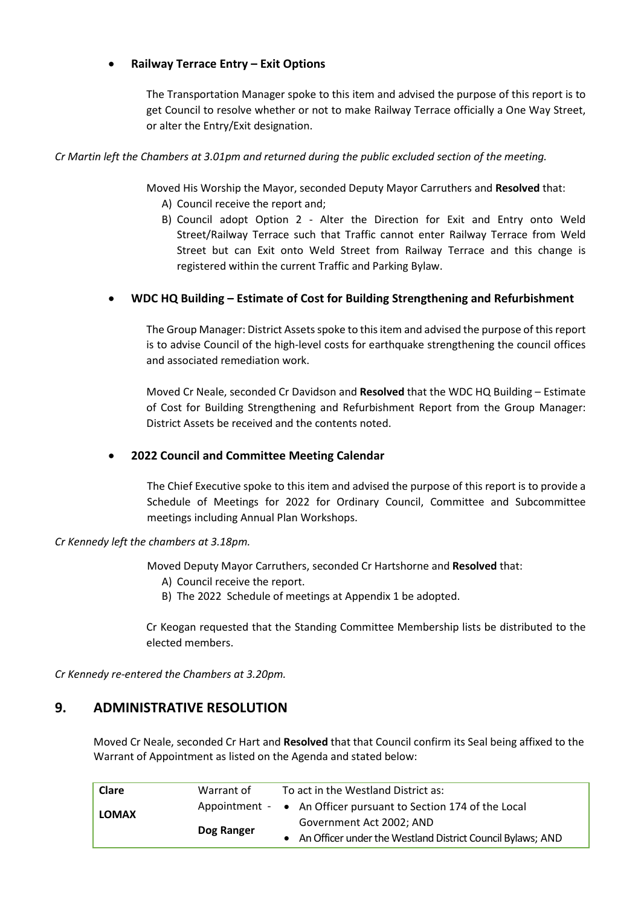- **Railway Terrace Entry – Exit Options**

  The Transportation Manager spoke to this item and advised the purpose of this report is to get Council to resolve whether or not to make Railway Terrace officially a One Way Street, or alter the Entry/Exit designation.

*Cr Martin left the Chambers at 3.01pm and returned during the public excluded section of the meeting.*

Moved His Worship the Mayor, seconded Deputy Mayor Carruthers and **Resolved** that:

A) Council receive the report and;
B) Council adopt Option 2 - Alter the Direction for Exit and Entry onto Weld Street/Railway Terrace such that Traffic cannot enter Railway Terrace from Weld Street but can Exit onto Weld Street from Railway Terrace and this change is registered within the current Traffic and Parking Bylaw.

- **WDC HQ Building – Estimate of Cost for Building Strengthening and Refurbishment**

  The Group Manager: District Assets spoke to this item and advised the purpose of this report is to advise Council of the high-level costs for earthquake strengthening the council offices and associated remediation work.

  Moved Cr Neale, seconded Cr Davidson and **Resolved** that the WDC HQ Building – Estimate of Cost for Building Strengthening and Refurbishment Report from the Group Manager: District Assets be received and the contents noted.

- **2022 Council and Committee Meeting Calendar**

  The Chief Executive spoke to this item and advised the purpose of this report is to provide a Schedule of Meetings for 2022 for Ordinary Council, Committee and Subcommittee meetings including Annual Plan Workshops.

*Cr Kennedy left the chambers at 3.18pm.*

Moved Deputy Mayor Carruthers, seconded Cr Hartshorne and **Resolved** that:

A) Council receive the report.
B) The 2022 Schedule of meetings at Appendix 1 be adopted.

Cr Keogan requested that the Standing Committee Membership lists be distributed to the elected members.

*Cr Kennedy re-entered the Chambers at 3.20pm.*

## 9. ADMINISTRATIVE RESOLUTION

Moved Cr Neale, seconded Cr Hart and **Resolved** that that Council confirm its Seal being affixed to the Warrant of Appointment as listed on the Agenda and stated below:

| **Clare** **LOMAX** | Warrant of Appointment - **Dog Ranger** | To act in the Westland District as: • An Officer pursuant to Section 174 of the Local Government Act 2002; AND • An Officer under the Westland District Council Bylaws; AND |
|---|---|---|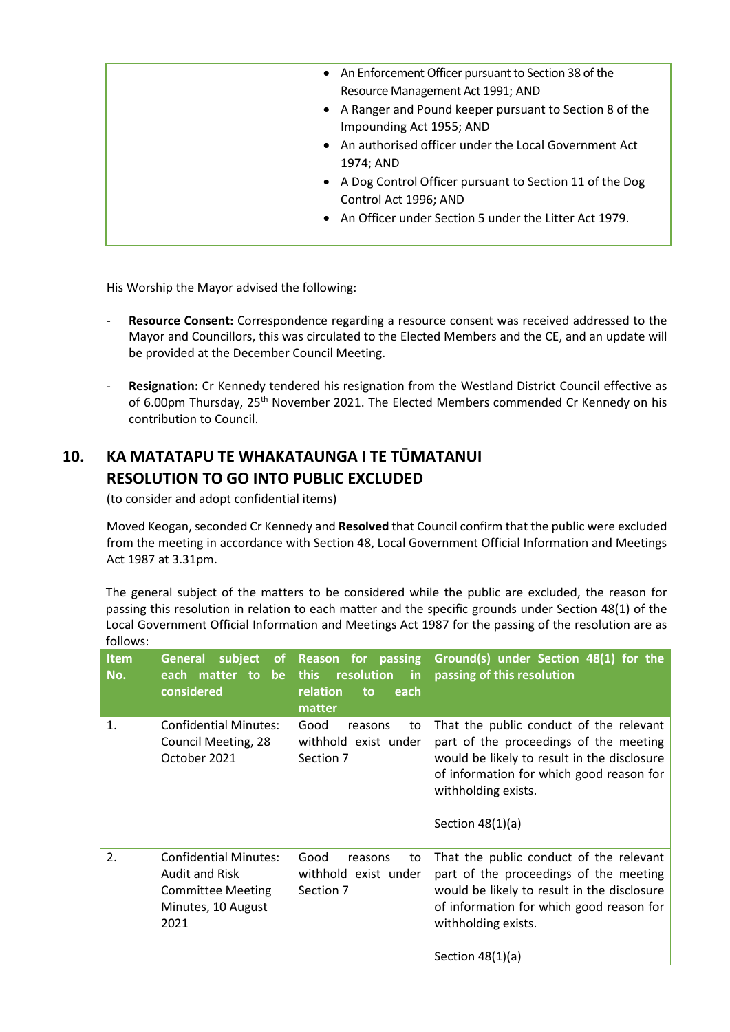| | |
|---|---|
| | • An Enforcement Officer pursuant to Section 38 of the Resource Management Act 1991; AND<br>• A Ranger and Pound keeper pursuant to Section 8 of the Impounding Act 1955; AND<br>• An authorised officer under the Local Government Act 1974; AND<br>• A Dog Control Officer pursuant to Section 11 of the Dog Control Act 1996; AND<br>• An Officer under Section 5 under the Litter Act 1979. |

His Worship the Mayor advised the following:

- **Resource Consent:** Correspondence regarding a resource consent was received addressed to the Mayor and Councillors, this was circulated to the Elected Members and the CE, and an update will be provided at the December Council Meeting.

- **Resignation:** Cr Kennedy tendered his resignation from the Westland District Council effective as of 6.00pm Thursday, 25th November 2021. The Elected Members commended Cr Kennedy on his contribution to Council.

## 10. KA MATATAPU TE WHAKATAUNGA I TE TŪMATANUI RESOLUTION TO GO INTO PUBLIC EXCLUDED

(to consider and adopt confidential items)

Moved Keogan, seconded Cr Kennedy and **Resolved** that Council confirm that the public were excluded from the meeting in accordance with Section 48, Local Government Official Information and Meetings Act 1987 at 3.31pm.

The general subject of the matters to be considered while the public are excluded, the reason for passing this resolution in relation to each matter and the specific grounds under Section 48(1) of the Local Government Official Information and Meetings Act 1987 for the passing of the resolution are as follows:

| Item No. | General subject of each matter to be considered | Reason for passing this resolution in relation to each matter | Ground(s) under Section 48(1) for the passing of this resolution |
|---|---|---|---|
| 1. | Confidential Minutes: Council Meeting, 28 October 2021 | Good reasons to withhold exist under Section 7 | That the public conduct of the relevant part of the proceedings of the meeting would be likely to result in the disclosure of information for which good reason for withholding exists.<br><br>Section 48(1)(a) |
| 2. | Confidential Minutes: Audit and Risk Committee Meeting Minutes, 10 August 2021 | Good reasons to withhold exist under Section 7 | That the public conduct of the relevant part of the proceedings of the meeting would be likely to result in the disclosure of information for which good reason for withholding exists.<br><br>Section 48(1)(a) |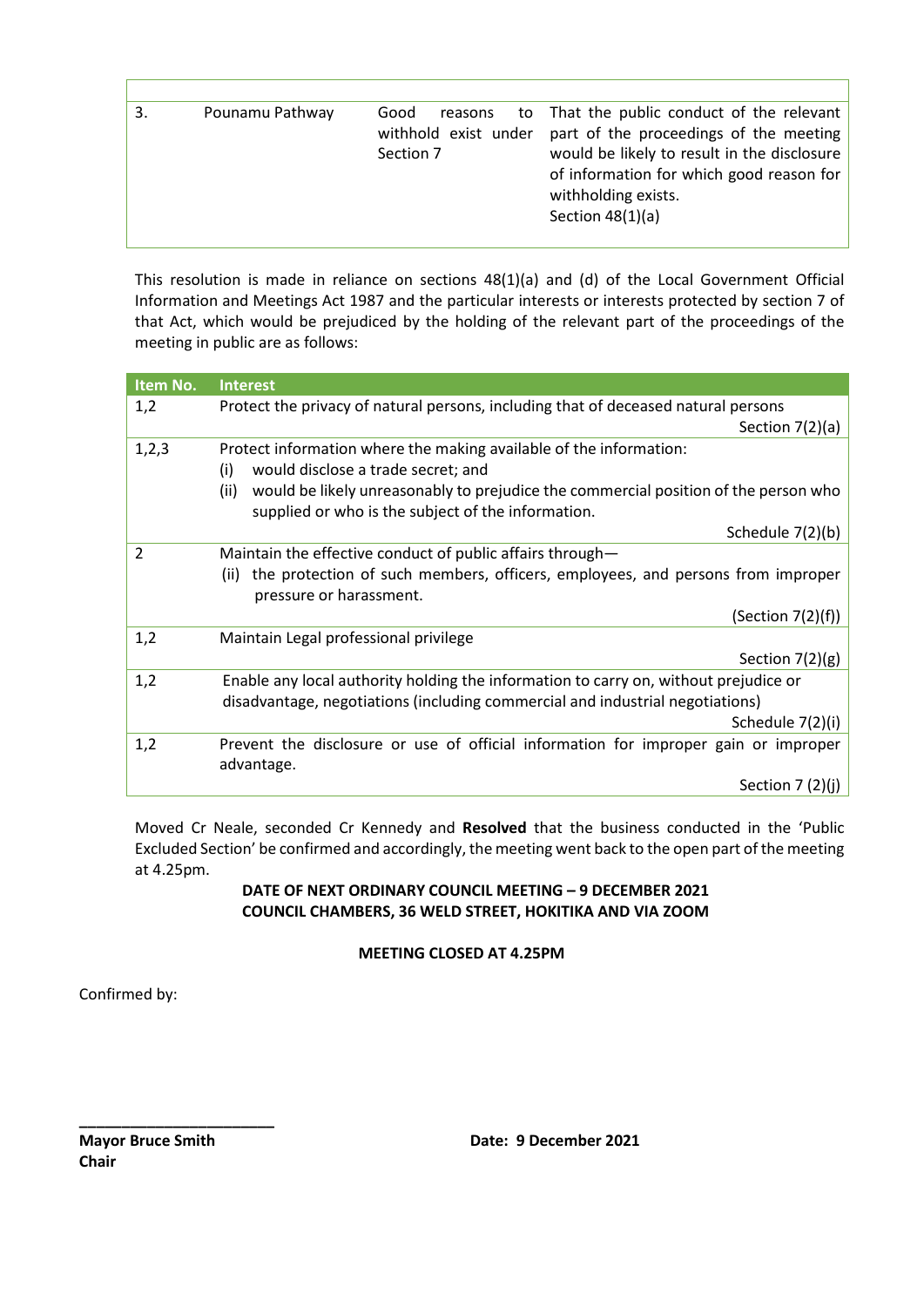| | | | |
|---|---|---|---|
| 3. | Pounamu Pathway | Good reasons to withhold exist under Section 7 | That the public conduct of the relevant part of the proceedings of the meeting would be likely to result in the disclosure of information for which good reason for withholding exists. Section 48(1)(a) |

This resolution is made in reliance on sections 48(1)(a) and (d) of the Local Government Official Information and Meetings Act 1987 and the particular interests or interests protected by section 7 of that Act, which would be prejudiced by the holding of the relevant part of the proceedings of the meeting in public are as follows:

| Item No. | Interest |
|---|---|
| 1,2 | Protect the privacy of natural persons, including that of deceased natural persons<br>Section 7(2)(a) |
| 1,2,3 | Protect information where the making available of the information:<br>(i) would disclose a trade secret; and<br>(ii) would be likely unreasonably to prejudice the commercial position of the person who supplied or who is the subject of the information.<br>Schedule 7(2)(b) |
| 2 | Maintain the effective conduct of public affairs through—<br>(ii) the protection of such members, officers, employees, and persons from improper pressure or harassment.<br>(Section 7(2)(f)) |
| 1,2 | Maintain Legal professional privilege<br>Section 7(2)(g) |
| 1,2 | Enable any local authority holding the information to carry on, without prejudice or disadvantage, negotiations (including commercial and industrial negotiations)<br>Schedule 7(2)(i) |
| 1,2 | Prevent the disclosure or use of official information for improper gain or improper advantage.<br>Section 7 (2)(j) |

Moved Cr Neale, seconded Cr Kennedy and **Resolved** that the business conducted in the 'Public Excluded Section' be confirmed and accordingly, the meeting went back to the open part of the meeting at 4.25pm.

**DATE OF NEXT ORDINARY COUNCIL MEETING – 9 DECEMBER 2021**
**COUNCIL CHAMBERS, 36 WELD STREET, HOKITIKA AND VIA ZOOM**

**MEETING CLOSED AT 4.25PM**

Confirmed by:

\_\_\_\_\_\_\_\_\_\_\_\_\_\_\_\_\_\_\_\_\_\_\_\_

**Mayor Bruce Smith**
**Chair**

**Date: 9 December 2021**